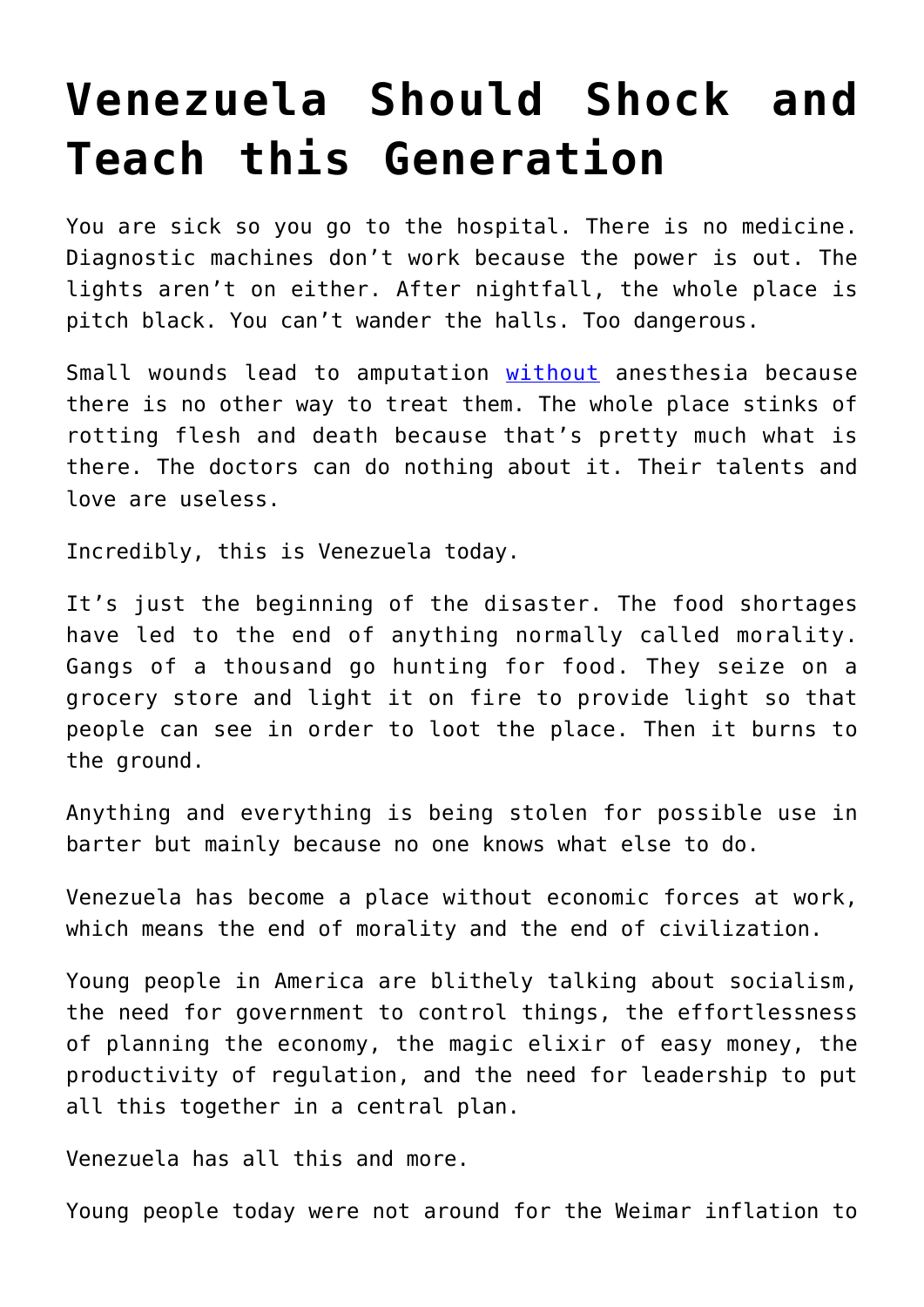# Venezuela Should Shock and Teach this Generation

You are sick so you go to the hospital. There is no medicine. Diagnostic machines don't work because the power is out. The lights aren't on either. After nightfall, the whole place is pitch black. You can't wander the halls. Too dangerous.

Small wounds lead to amputation without anesthesia because there is no other way to treat them. The whole place stinks of rotting flesh and death because that's pretty much what is there. The doctors can do nothing about it. Their talents and love are useless.

Incredibly, this is Venezuela today.

It's just the beginning of the disaster. The food shortages have led to the end of anything normally called morality. Gangs of a thousand go hunting for food. They seize on a grocery store and light it on fire to provide light so that people can see in order to loot the place. Then it burns to the ground.

Anything and everything is being stolen for possible use in barter but mainly because no one knows what else to do.

Venezuela has become a place without economic forces at work, which means the end of morality and the end of civilization.

Young people in America are blithely talking about socialism, the need for government to control things, the effortlessness of planning the economy, the magic elixir of easy money, the productivity of regulation, and the need for leadership to put all this together in a central plan.

Venezuela has all this and more.

Young people today were not around for the Weimar inflation to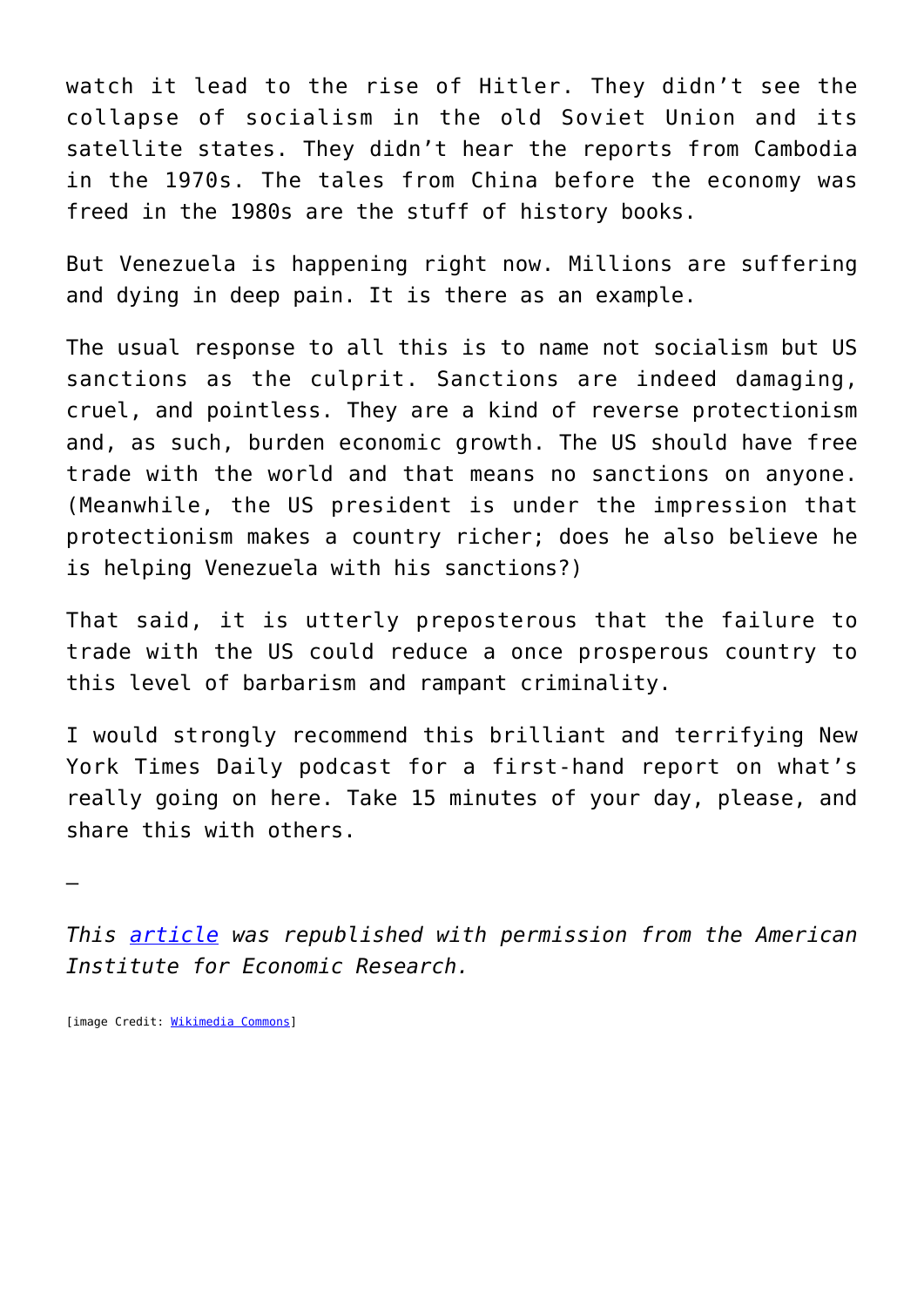watch it lead to the rise of Hitler. They didn't see the collapse of socialism in the old Soviet Union and its satellite states. They didn't hear the reports from Cambodia in the 1970s. The tales from China before the economy was freed in the 1980s are the stuff of history books.

But Venezuela is happening right now. Millions are suffering and dying in deep pain. It is there as an example.

The usual response to all this is to name not socialism but US sanctions as the culprit. Sanctions are indeed damaging, cruel, and pointless. They are a kind of reverse protectionism and, as such, burden economic growth. The US should have free trade with the world and that means no sanctions on anyone. (Meanwhile, the US president is under the impression that protectionism makes a country richer; does he also believe he is helping Venezuela with his sanctions?)

That said, it is utterly preposterous that the failure to trade with the US could reduce a once prosperous country to this level of barbarism and rampant criminality.

I would strongly recommend this brilliant and terrifying New York Times Daily podcast for a first-hand report on what's really going on here. Take 15 minutes of your day, please, and share this with others.

—

*This article was republished with permission from the American Institute for Economic Research.*

[image Credit: Wikimedia Commons]